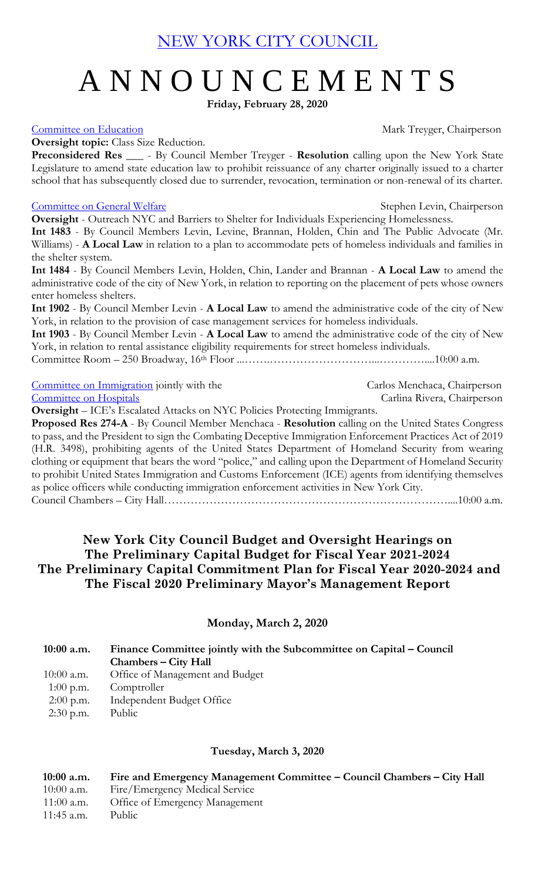# NEW YORK CITY COUNCIL

# A N N O U N C E M E N T S

**Friday, February 28, 2020**

Committee on Education — Mark Treyger, Chairperson

**Oversight topic:** Class Size Reduction.

**Preconsidered Res ___** - By Council Member Treyger - **Resolution** calling upon the New York State Legislature to amend state education law to prohibit reissuance of any charter originally issued to a charter school that has subsequently closed due to surrender, revocation, termination or non-renewal of its charter.

Committee on General Welfare — Stephen Levin, Chairperson

**Oversight** - Outreach NYC and Barriers to Shelter for Individuals Experiencing Homelessness.

**Int 1483** - By Council Members Levin, Levine, Brannan, Holden, Chin and The Public Advocate (Mr. Williams) - **A Local Law** in relation to a plan to accommodate pets of homeless individuals and families in the shelter system.

**Int 1484** - By Council Members Levin, Holden, Chin, Lander and Brannan - **A Local Law** to amend the administrative code of the city of New York, in relation to reporting on the placement of pets whose owners enter homeless shelters.

**Int 1902** - By Council Member Levin - **A Local Law** to amend the administrative code of the city of New York, in relation to the provision of case management services for homeless individuals.

**Int 1903** - By Council Member Levin - **A Local Law** to amend the administrative code of the city of New York, in relation to rental assistance eligibility requirements for street homeless individuals.

Committee Room – 250 Broadway, 16th Floor ....................................10:00 a.m.

Committee on Immigration jointly with the — Carlos Menchaca, Chairperson
Committee on Hospitals — Carlina Rivera, Chairperson

**Oversight** – ICE's Escalated Attacks on NYC Policies Protecting Immigrants.

**Proposed Res 274-A** - By Council Member Menchaca - **Resolution** calling on the United States Congress to pass, and the President to sign the Combating Deceptive Immigration Enforcement Practices Act of 2019 (H.R. 3498), prohibiting agents of the United States Department of Homeland Security from wearing clothing or equipment that bears the word "police," and calling upon the Department of Homeland Security to prohibit United States Immigration and Customs Enforcement (ICE) agents from identifying themselves as police officers while conducting immigration enforcement activities in New York City.

Council Chambers – City Hall....................................10:00 a.m.

## New York City Council Budget and Oversight Hearings on The Preliminary Capital Budget for Fiscal Year 2021-2024 The Preliminary Capital Commitment Plan for Fiscal Year 2020-2024 and The Fiscal 2020 Preliminary Mayor's Management Report

**Monday, March 2, 2020**

| **10:00 a.m.** | **Finance Committee jointly with the Subcommittee on Capital – Council Chambers – City Hall** |
|---|---|
| 10:00 a.m. | Office of Management and Budget |
| 1:00 p.m. | Comptroller |
| 2:00 p.m. | Independent Budget Office |
| 2:30 p.m. | Public |

**Tuesday, March 3, 2020**

| **10:00 a.m.** | **Fire and Emergency Management Committee – Council Chambers – City Hall** |
|---|---|
| 10:00 a.m. | Fire/Emergency Medical Service |
| 11:00 a.m. | Office of Emergency Management |
| 11:45 a.m. | Public |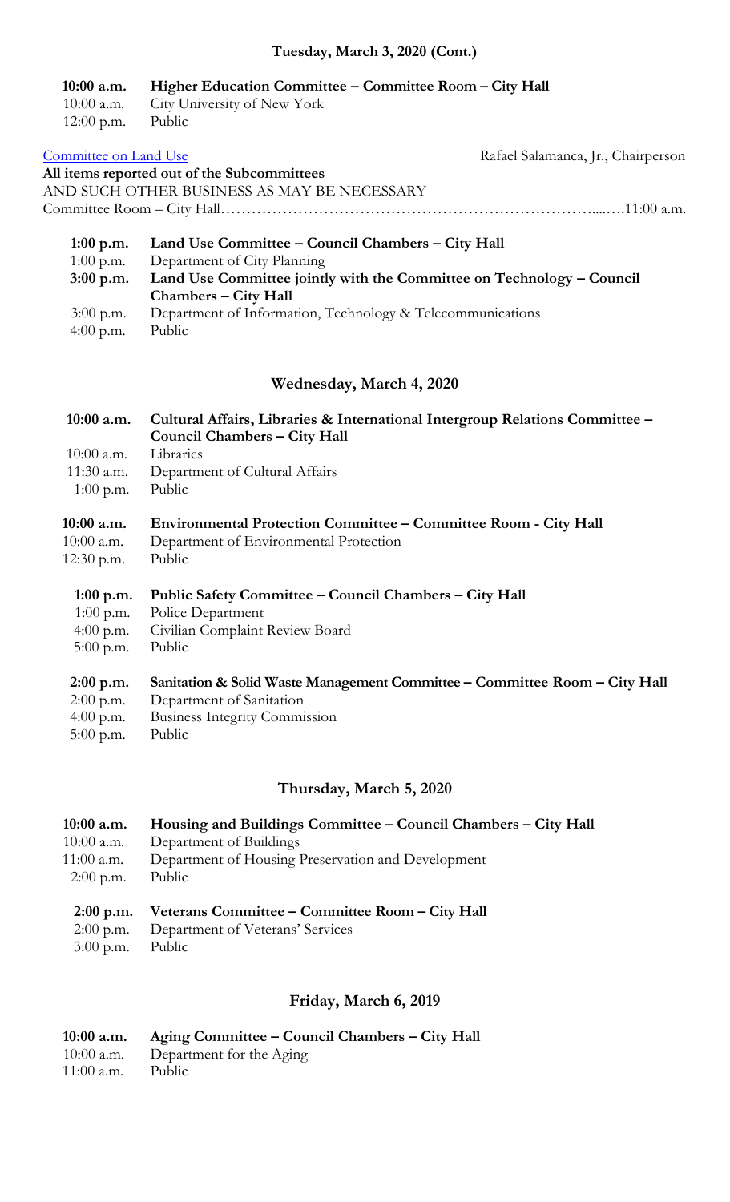**Tuesday, March 3, 2020 (Cont.)**

| | |
|---|---|
| **10:00 a.m.** | **Higher Education Committee – Committee Room – City Hall** |
| 10:00 a.m. | City University of New York |
| 12:00 p.m. | Public |

Committee on Land Use — Rafael Salamanca, Jr., Chairperson

**All items reported out of the Subcommittees**

AND SUCH OTHER BUSINESS AS MAY BE NECESSARY

Committee Room – City Hall……………………………………………………………….....….11:00 a.m.

| | |
|---|---|
| **1:00 p.m.** | **Land Use Committee – Council Chambers – City Hall** |
| 1:00 p.m. | Department of City Planning |
| **3:00 p.m.** | **Land Use Committee jointly with the Committee on Technology – Council Chambers – City Hall** |
| 3:00 p.m. | Department of Information, Technology & Telecommunications |
| 4:00 p.m. | Public |

**Wednesday, March 4, 2020**

| | |
|---|---|
| **10:00 a.m.** | **Cultural Affairs, Libraries & International Intergroup Relations Committee – Council Chambers – City Hall** |
| 10:00 a.m. | Libraries |
| 11:30 a.m. | Department of Cultural Affairs |
| 1:00 p.m. | Public |
| **10:00 a.m.** | **Environmental Protection Committee – Committee Room - City Hall** |
| 10:00 a.m. | Department of Environmental Protection |
| 12:30 p.m. | Public |
| **1:00 p.m.** | **Public Safety Committee – Council Chambers – City Hall** |
| 1:00 p.m. | Police Department |
| 4:00 p.m. | Civilian Complaint Review Board |
| 5:00 p.m. | Public |
| **2:00 p.m.** | **Sanitation & Solid Waste Management Committee – Committee Room – City Hall** |
| 2:00 p.m. | Department of Sanitation |
| 4:00 p.m. | Business Integrity Commission |
| 5:00 p.m. | Public |

**Thursday, March 5, 2020**

| | |
|---|---|
| **10:00 a.m.** | **Housing and Buildings Committee – Council Chambers – City Hall** |
| 10:00 a.m. | Department of Buildings |
| 11:00 a.m. | Department of Housing Preservation and Development |
| 2:00 p.m. | Public |
| **2:00 p.m.** | **Veterans Committee – Committee Room – City Hall** |
| 2:00 p.m. | Department of Veterans' Services |
| 3:00 p.m. | Public |

**Friday, March 6, 2019**

| | |
|---|---|
| **10:00 a.m.** | **Aging Committee – Council Chambers – City Hall** |
| 10:00 a.m. | Department for the Aging |
| 11:00 a.m. | Public |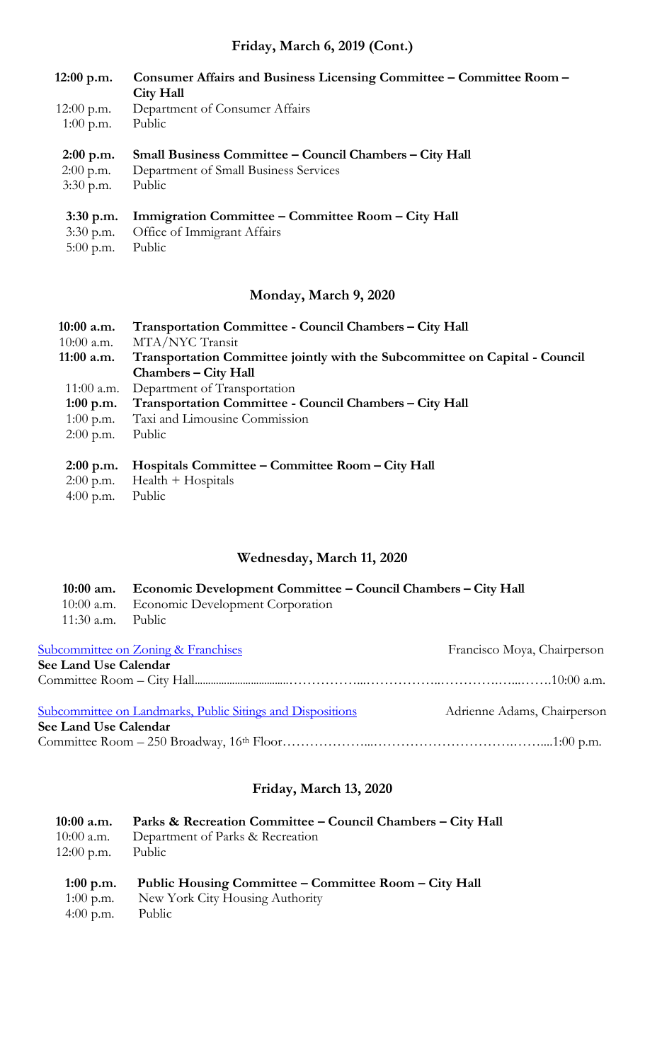## Friday, March 6, 2019 (Cont.)

**12:00 p.m.** **Consumer Affairs and Business Licensing Committee – Committee Room – City Hall**
12:00 p.m. Department of Consumer Affairs
1:00 p.m. Public

**2:00 p.m.** **Small Business Committee – Council Chambers – City Hall**
2:00 p.m. Department of Small Business Services
3:30 p.m. Public

**3:30 p.m.** **Immigration Committee – Committee Room – City Hall**
3:30 p.m. Office of Immigrant Affairs
5:00 p.m. Public

## Monday, March 9, 2020

**10:00 a.m.** **Transportation Committee - Council Chambers – City Hall**
10:00 a.m. MTA/NYC Transit
**11:00 a.m.** **Transportation Committee jointly with the Subcommittee on Capital - Council Chambers – City Hall**
11:00 a.m. Department of Transportation
**1:00 p.m.** **Transportation Committee - Council Chambers – City Hall**
1:00 p.m. Taxi and Limousine Commission
2:00 p.m. Public

**2:00 p.m.** **Hospitals Committee – Committee Room – City Hall**
2:00 p.m. Health + Hospitals
4:00 p.m. Public

## Wednesday, March 11, 2020

**10:00 am.** **Economic Development Committee – Council Chambers – City Hall**
10:00 a.m. Economic Development Corporation
11:30 a.m. Public

Subcommittee on Zoning & Franchises — Francisco Moya, Chairperson
**See Land Use Calendar**
Committee Room – City Hall........................................................................10:00 a.m.

Subcommittee on Landmarks, Public Sitings and Dispositions — Adrienne Adams, Chairperson
**See Land Use Calendar**
Committee Room – 250 Broadway, 16th Floor..................................................1:00 p.m.

## Friday, March 13, 2020

**10:00 a.m.** **Parks & Recreation Committee – Council Chambers – City Hall**
10:00 a.m. Department of Parks & Recreation
12:00 p.m. Public

**1:00 p.m.** **Public Housing Committee – Committee Room – City Hall**
1:00 p.m. New York City Housing Authority
4:00 p.m. Public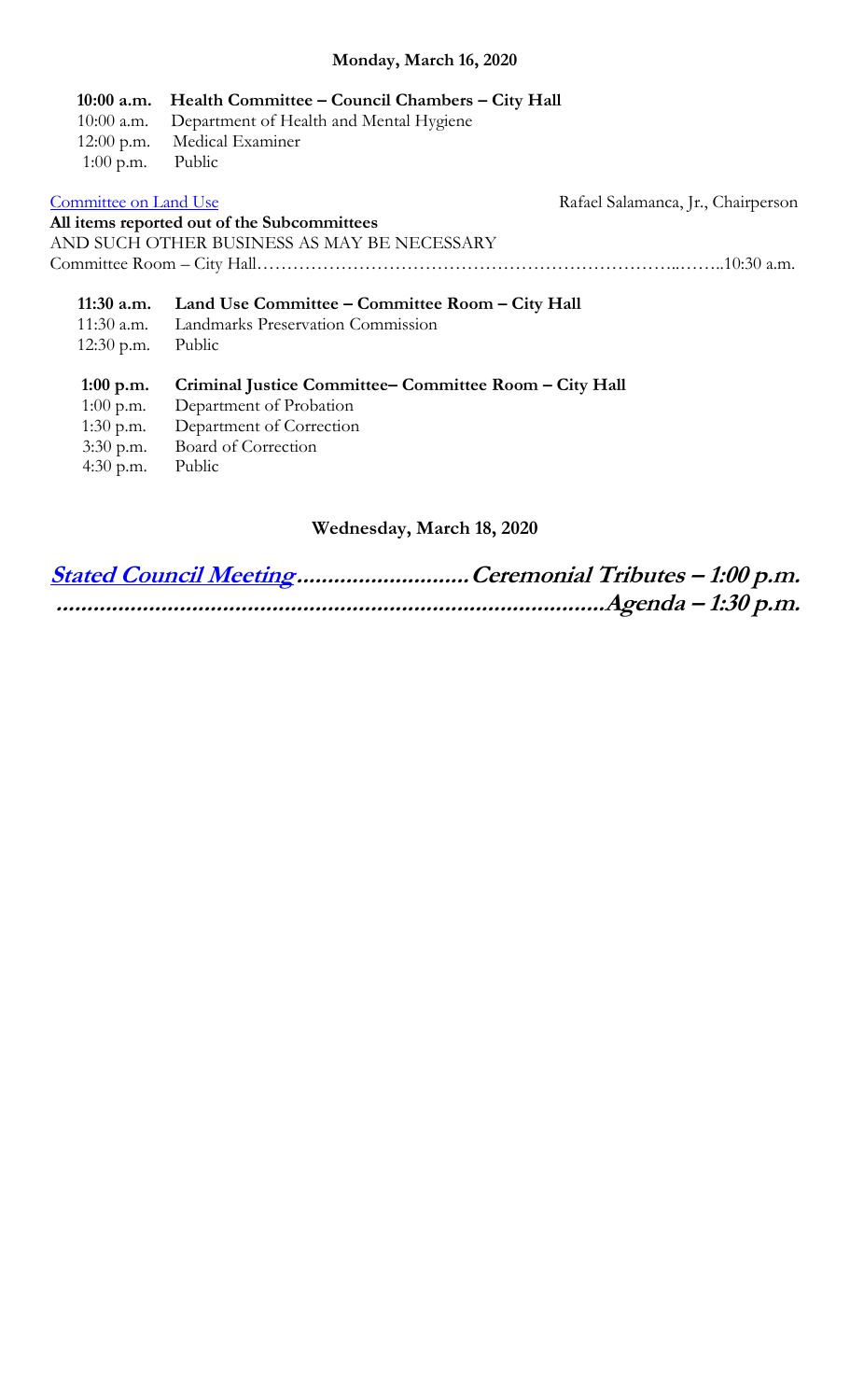**Monday, March 16, 2020**

**10:00 a.m.** **Health Committee – Council Chambers – City Hall**
10:00 a.m. Department of Health and Mental Hygiene
12:00 p.m. Medical Examiner
1:00 p.m. Public

Committee on Land Use Rafael Salamanca, Jr., Chairperson
**All items reported out of the Subcommittees**
AND SUCH OTHER BUSINESS AS MAY BE NECESSARY
Committee Room – City Hall……………………………………………………………..……..10:30 a.m.

**11:30 a.m.** **Land Use Committee – Committee Room – City Hall**
11:30 a.m. Landmarks Preservation Commission
12:30 p.m. Public

**1:00 p.m.** **Criminal Justice Committee– Committee Room – City Hall**
1:00 p.m. Department of Probation
1:30 p.m. Department of Correction
3:30 p.m. Board of Correction
4:30 p.m. Public

**Wednesday, March 18, 2020**

***Stated Council Meeting*****………………………Ceremonial Tributes – 1:00 p.m.**
**………………………………………………………………………Agenda – 1:30 p.m.**